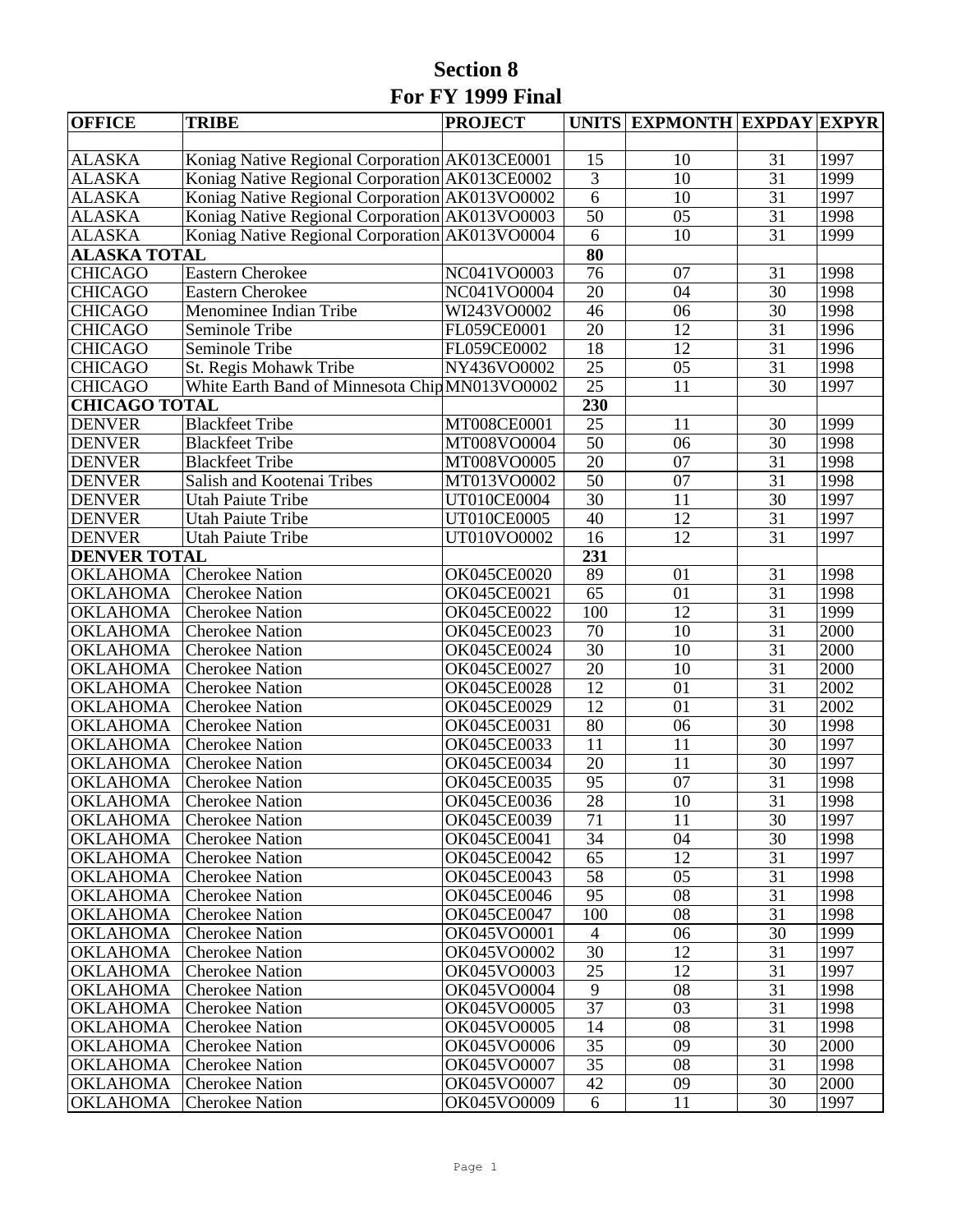# Section 8
## For FY 1999 Final

| OFFICE | TRIBE | PROJECT | UNITS | EXPMONTH | EXPDAY | EXPYR |
|---|---|---|---|---|---|---|
| | | | | | | |
| ALASKA | Koniag Native Regional Corporation | AK013CE0001 | 15 | 10 | 31 | 1997 |
| ALASKA | Koniag Native Regional Corporation | AK013CE0002 | 3 | 10 | 31 | 1999 |
| ALASKA | Koniag Native Regional Corporation | AK013VO0002 | 6 | 10 | 31 | 1997 |
| ALASKA | Koniag Native Regional Corporation | AK013VO0003 | 50 | 05 | 31 | 1998 |
| ALASKA | Koniag Native Regional Corporation | AK013VO0004 | 6 | 10 | 31 | 1999 |
| **ALASKA TOTAL** | | | **80** | | | |
| CHICAGO | Eastern Cherokee | NC041VO0003 | 76 | 07 | 31 | 1998 |
| CHICAGO | Eastern Cherokee | NC041VO0004 | 20 | 04 | 30 | 1998 |
| CHICAGO | Menominee Indian Tribe | WI243VO0002 | 46 | 06 | 30 | 1998 |
| CHICAGO | Seminole Tribe | FL059CE0001 | 20 | 12 | 31 | 1996 |
| CHICAGO | Seminole Tribe | FL059CE0002 | 18 | 12 | 31 | 1996 |
| CHICAGO | St. Regis Mohawk Tribe | NY436VO0002 | 25 | 05 | 31 | 1998 |
| CHICAGO | White Earth Band of Minnesota Chip | MN013VO0002 | 25 | 11 | 30 | 1997 |
| **CHICAGO TOTAL** | | | **230** | | | |
| DENVER | Blackfeet Tribe | MT008CE0001 | 25 | 11 | 30 | 1999 |
| DENVER | Blackfeet Tribe | MT008VO0004 | 50 | 06 | 30 | 1998 |
| DENVER | Blackfeet Tribe | MT008VO0005 | 20 | 07 | 31 | 1998 |
| DENVER | Salish and Kootenai Tribes | MT013VO0002 | 50 | 07 | 31 | 1998 |
| DENVER | Utah Paiute Tribe | UT010CE0004 | 30 | 11 | 30 | 1997 |
| DENVER | Utah Paiute Tribe | UT010CE0005 | 40 | 12 | 31 | 1997 |
| DENVER | Utah Paiute Tribe | UT010VO0002 | 16 | 12 | 31 | 1997 |
| **DENVER TOTAL** | | | **231** | | | |
| OKLAHOMA | Cherokee Nation | OK045CE0020 | 89 | 01 | 31 | 1998 |
| OKLAHOMA | Cherokee Nation | OK045CE0021 | 65 | 01 | 31 | 1998 |
| OKLAHOMA | Cherokee Nation | OK045CE0022 | 100 | 12 | 31 | 1999 |
| OKLAHOMA | Cherokee Nation | OK045CE0023 | 70 | 10 | 31 | 2000 |
| OKLAHOMA | Cherokee Nation | OK045CE0024 | 30 | 10 | 31 | 2000 |
| OKLAHOMA | Cherokee Nation | OK045CE0027 | 20 | 10 | 31 | 2000 |
| OKLAHOMA | Cherokee Nation | OK045CE0028 | 12 | 01 | 31 | 2002 |
| OKLAHOMA | Cherokee Nation | OK045CE0029 | 12 | 01 | 31 | 2002 |
| OKLAHOMA | Cherokee Nation | OK045CE0031 | 80 | 06 | 30 | 1998 |
| OKLAHOMA | Cherokee Nation | OK045CE0033 | 11 | 11 | 30 | 1997 |
| OKLAHOMA | Cherokee Nation | OK045CE0034 | 20 | 11 | 30 | 1997 |
| OKLAHOMA | Cherokee Nation | OK045CE0035 | 95 | 07 | 31 | 1998 |
| OKLAHOMA | Cherokee Nation | OK045CE0036 | 28 | 10 | 31 | 1998 |
| OKLAHOMA | Cherokee Nation | OK045CE0039 | 71 | 11 | 30 | 1997 |
| OKLAHOMA | Cherokee Nation | OK045CE0041 | 34 | 04 | 30 | 1998 |
| OKLAHOMA | Cherokee Nation | OK045CE0042 | 65 | 12 | 31 | 1997 |
| OKLAHOMA | Cherokee Nation | OK045CE0043 | 58 | 05 | 31 | 1998 |
| OKLAHOMA | Cherokee Nation | OK045CE0046 | 95 | 08 | 31 | 1998 |
| OKLAHOMA | Cherokee Nation | OK045CE0047 | 100 | 08 | 31 | 1998 |
| OKLAHOMA | Cherokee Nation | OK045VO0001 | 4 | 06 | 30 | 1999 |
| OKLAHOMA | Cherokee Nation | OK045VO0002 | 30 | 12 | 31 | 1997 |
| OKLAHOMA | Cherokee Nation | OK045VO0003 | 25 | 12 | 31 | 1997 |
| OKLAHOMA | Cherokee Nation | OK045VO0004 | 9 | 08 | 31 | 1998 |
| OKLAHOMA | Cherokee Nation | OK045VO0005 | 37 | 03 | 31 | 1998 |
| OKLAHOMA | Cherokee Nation | OK045VO0005 | 14 | 08 | 31 | 1998 |
| OKLAHOMA | Cherokee Nation | OK045VO0006 | 35 | 09 | 30 | 2000 |
| OKLAHOMA | Cherokee Nation | OK045VO0007 | 35 | 08 | 31 | 1998 |
| OKLAHOMA | Cherokee Nation | OK045VO0007 | 42 | 09 | 30 | 2000 |
| OKLAHOMA | Cherokee Nation | OK045VO0009 | 6 | 11 | 30 | 1997 |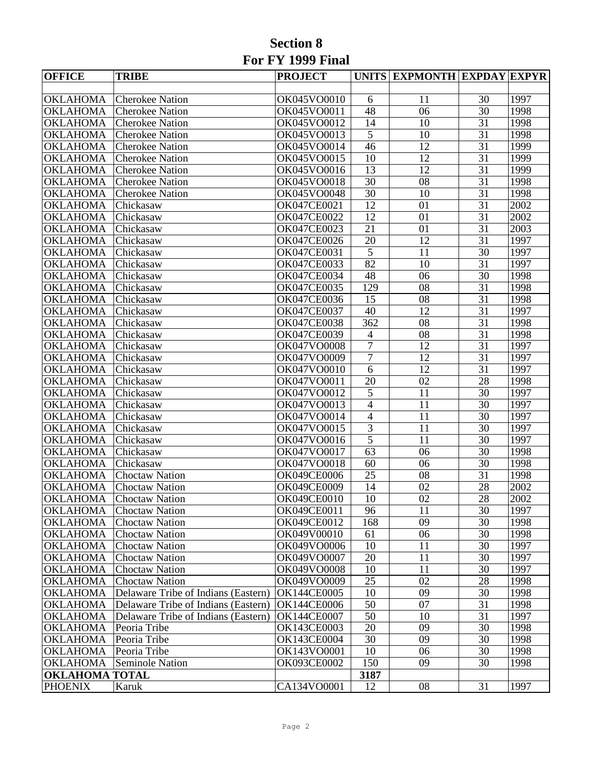# Section 8
# For FY 1999 Final

| OFFICE | TRIBE | PROJECT | UNITS | EXPMONTH | EXPDAY | EXPYR |
|---|---|---|---|---|---|---|
| | | | | | | |
| OKLAHOMA | Cherokee Nation | OK045VO0010 | 6 | 11 | 30 | 1997 |
| OKLAHOMA | Cherokee Nation | OK045VO0011 | 48 | 06 | 30 | 1998 |
| OKLAHOMA | Cherokee Nation | OK045VO0012 | 14 | 10 | 31 | 1998 |
| OKLAHOMA | Cherokee Nation | OK045VO0013 | 5 | 10 | 31 | 1998 |
| OKLAHOMA | Cherokee Nation | OK045VO0014 | 46 | 12 | 31 | 1999 |
| OKLAHOMA | Cherokee Nation | OK045VO0015 | 10 | 12 | 31 | 1999 |
| OKLAHOMA | Cherokee Nation | OK045VO0016 | 13 | 12 | 31 | 1999 |
| OKLAHOMA | Cherokee Nation | OK045VO0018 | 30 | 08 | 31 | 1998 |
| OKLAHOMA | Cherokee Nation | OK045VO0048 | 30 | 10 | 31 | 1998 |
| OKLAHOMA | Chickasaw | OK047CE0021 | 12 | 01 | 31 | 2002 |
| OKLAHOMA | Chickasaw | OK047CE0022 | 12 | 01 | 31 | 2002 |
| OKLAHOMA | Chickasaw | OK047CE0023 | 21 | 01 | 31 | 2003 |
| OKLAHOMA | Chickasaw | OK047CE0026 | 20 | 12 | 31 | 1997 |
| OKLAHOMA | Chickasaw | OK047CE0031 | 5 | 11 | 30 | 1997 |
| OKLAHOMA | Chickasaw | OK047CE0033 | 82 | 10 | 31 | 1997 |
| OKLAHOMA | Chickasaw | OK047CE0034 | 48 | 06 | 30 | 1998 |
| OKLAHOMA | Chickasaw | OK047CE0035 | 129 | 08 | 31 | 1998 |
| OKLAHOMA | Chickasaw | OK047CE0036 | 15 | 08 | 31 | 1998 |
| OKLAHOMA | Chickasaw | OK047CE0037 | 40 | 12 | 31 | 1997 |
| OKLAHOMA | Chickasaw | OK047CE0038 | 362 | 08 | 31 | 1998 |
| OKLAHOMA | Chickasaw | OK047CE0039 | 4 | 08 | 31 | 1998 |
| OKLAHOMA | Chickasaw | OK047VO0008 | 7 | 12 | 31 | 1997 |
| OKLAHOMA | Chickasaw | OK047VO0009 | 7 | 12 | 31 | 1997 |
| OKLAHOMA | Chickasaw | OK047VO0010 | 6 | 12 | 31 | 1997 |
| OKLAHOMA | Chickasaw | OK047VO0011 | 20 | 02 | 28 | 1998 |
| OKLAHOMA | Chickasaw | OK047VO0012 | 5 | 11 | 30 | 1997 |
| OKLAHOMA | Chickasaw | OK047VO0013 | 4 | 11 | 30 | 1997 |
| OKLAHOMA | Chickasaw | OK047VO0014 | 4 | 11 | 30 | 1997 |
| OKLAHOMA | Chickasaw | OK047VO0015 | 3 | 11 | 30 | 1997 |
| OKLAHOMA | Chickasaw | OK047VO0016 | 5 | 11 | 30 | 1997 |
| OKLAHOMA | Chickasaw | OK047VO0017 | 63 | 06 | 30 | 1998 |
| OKLAHOMA | Chickasaw | OK047VO0018 | 60 | 06 | 30 | 1998 |
| OKLAHOMA | Choctaw Nation | OK049CE0006 | 25 | 08 | 31 | 1998 |
| OKLAHOMA | Choctaw Nation | OK049CE0009 | 14 | 02 | 28 | 2002 |
| OKLAHOMA | Choctaw Nation | OK049CE0010 | 10 | 02 | 28 | 2002 |
| OKLAHOMA | Choctaw Nation | OK049CE0011 | 96 | 11 | 30 | 1997 |
| OKLAHOMA | Choctaw Nation | OK049CE0012 | 168 | 09 | 30 | 1998 |
| OKLAHOMA | Choctaw Nation | OK049V00010 | 61 | 06 | 30 | 1998 |
| OKLAHOMA | Choctaw Nation | OK049VO0006 | 10 | 11 | 30 | 1997 |
| OKLAHOMA | Choctaw Nation | OK049VO0007 | 20 | 11 | 30 | 1997 |
| OKLAHOMA | Choctaw Nation | OK049VO0008 | 10 | 11 | 30 | 1997 |
| OKLAHOMA | Choctaw Nation | OK049VO0009 | 25 | 02 | 28 | 1998 |
| OKLAHOMA | Delaware Tribe of Indians (Eastern) | OK144CE0005 | 10 | 09 | 30 | 1998 |
| OKLAHOMA | Delaware Tribe of Indians (Eastern) | OK144CE0006 | 50 | 07 | 31 | 1998 |
| OKLAHOMA | Delaware Tribe of Indians (Eastern) | OK144CE0007 | 50 | 10 | 31 | 1997 |
| OKLAHOMA | Peoria Tribe | OK143CE0003 | 20 | 09 | 30 | 1998 |
| OKLAHOMA | Peoria Tribe | OK143CE0004 | 30 | 09 | 30 | 1998 |
| OKLAHOMA | Peoria Tribe | OK143VO0001 | 10 | 06 | 30 | 1998 |
| OKLAHOMA | Seminole Nation | OK093CE0002 | 150 | 09 | 30 | 1998 |
| **OKLAHOMA TOTAL** | | | **3187** | | | |
| PHOENIX | Karuk | CA134VO0001 | 12 | 08 | 31 | 1997 |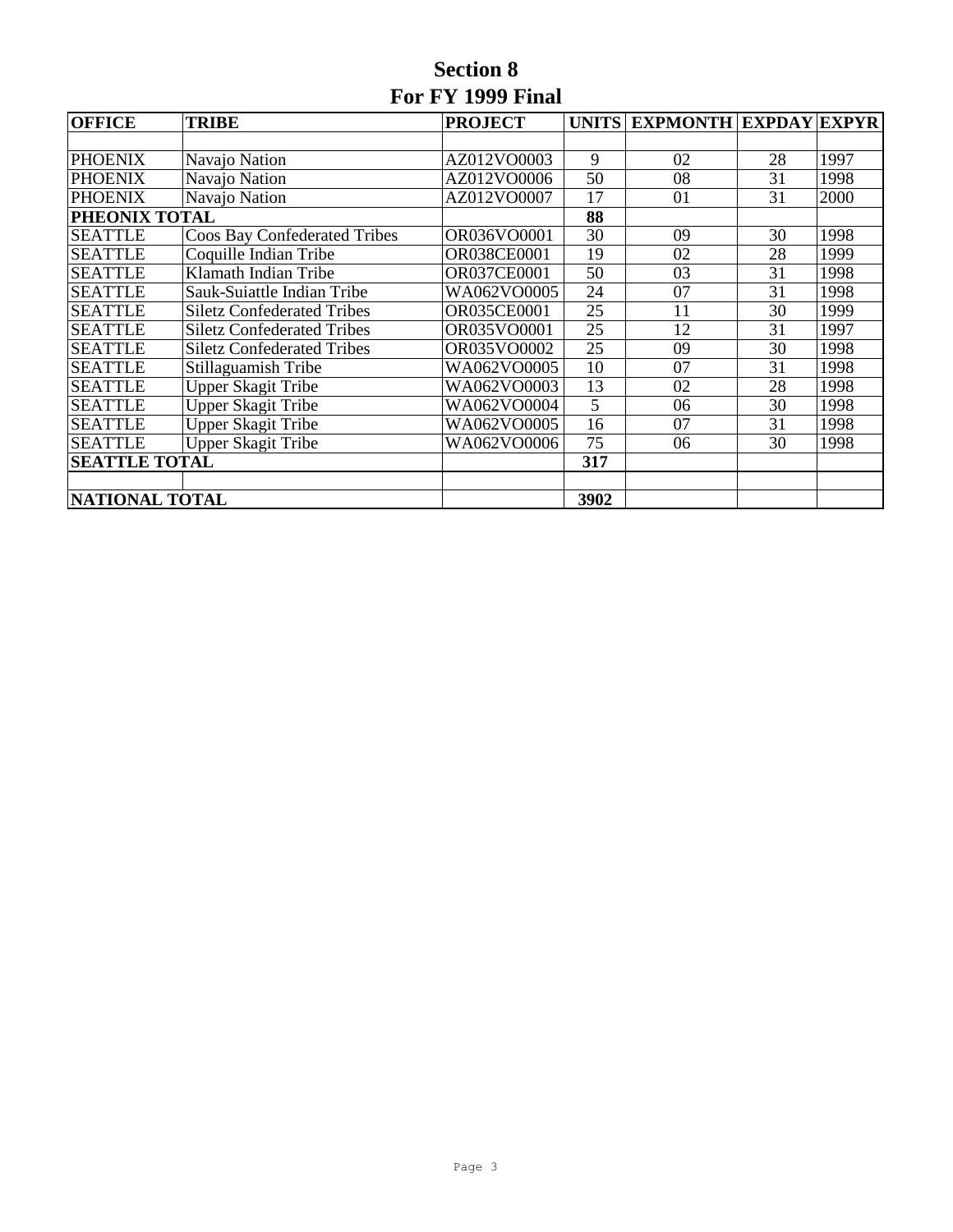# Section 8
## For FY 1999 Final

| OFFICE | TRIBE | PROJECT | UNITS | EXPMONTH | EXPDAY | EXPYR |
|---|---|---|---|---|---|---|
| | | | | | | |
| PHOENIX | Navajo Nation | AZ012VO0003 | 9 | 02 | 28 | 1997 |
| PHOENIX | Navajo Nation | AZ012VO0006 | 50 | 08 | 31 | 1998 |
| PHOENIX | Navajo Nation | AZ012VO0007 | 17 | 01 | 31 | 2000 |
| **PHEONIX TOTAL** | | | **88** | | | |
| SEATTLE | Coos Bay Confederated Tribes | OR036VO0001 | 30 | 09 | 30 | 1998 |
| SEATTLE | Coquille Indian Tribe | OR038CE0001 | 19 | 02 | 28 | 1999 |
| SEATTLE | Klamath Indian Tribe | OR037CE0001 | 50 | 03 | 31 | 1998 |
| SEATTLE | Sauk-Suiattle Indian Tribe | WA062VO0005 | 24 | 07 | 31 | 1998 |
| SEATTLE | Siletz Confederated Tribes | OR035CE0001 | 25 | 11 | 30 | 1999 |
| SEATTLE | Siletz Confederated Tribes | OR035VO0001 | 25 | 12 | 31 | 1997 |
| SEATTLE | Siletz Confederated Tribes | OR035VO0002 | 25 | 09 | 30 | 1998 |
| SEATTLE | Stillaguamish Tribe | WA062VO0005 | 10 | 07 | 31 | 1998 |
| SEATTLE | Upper Skagit Tribe | WA062VO0003 | 13 | 02 | 28 | 1998 |
| SEATTLE | Upper Skagit Tribe | WA062VO0004 | 5 | 06 | 30 | 1998 |
| SEATTLE | Upper Skagit Tribe | WA062VO0005 | 16 | 07 | 31 | 1998 |
| SEATTLE | Upper Skagit Tribe | WA062VO0006 | 75 | 06 | 30 | 1998 |
| **SEATTLE TOTAL** | | | **317** | | | |
| | | | | | | |
| **NATIONAL TOTAL** | | | **3902** | | | |